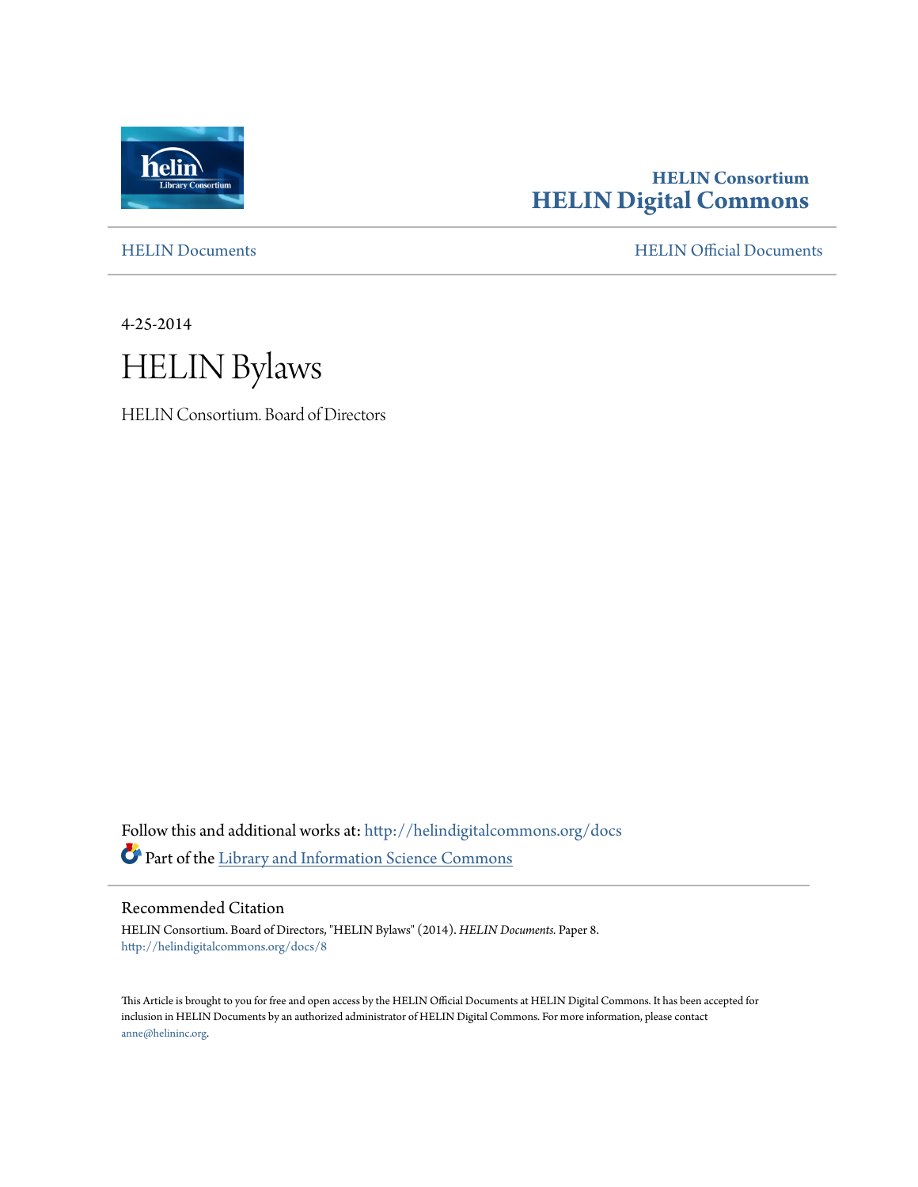HELIN Consortium
**HELIN Digital Commons**

HELIN Documents | HELIN Official Documents

4-25-2014

# HELIN Bylaws

HELIN Consortium. Board of Directors

Follow this and additional works at: http://helindigitalcommons.org/docs

Part of the Library and Information Science Commons

## Recommended Citation

HELIN Consortium. Board of Directors, "HELIN Bylaws" (2014). *HELIN Documents.* Paper 8.
http://helindigitalcommons.org/docs/8

This Article is brought to you for free and open access by the HELIN Official Documents at HELIN Digital Commons. It has been accepted for inclusion in HELIN Documents by an authorized administrator of HELIN Digital Commons. For more information, please contact anne@helininc.org.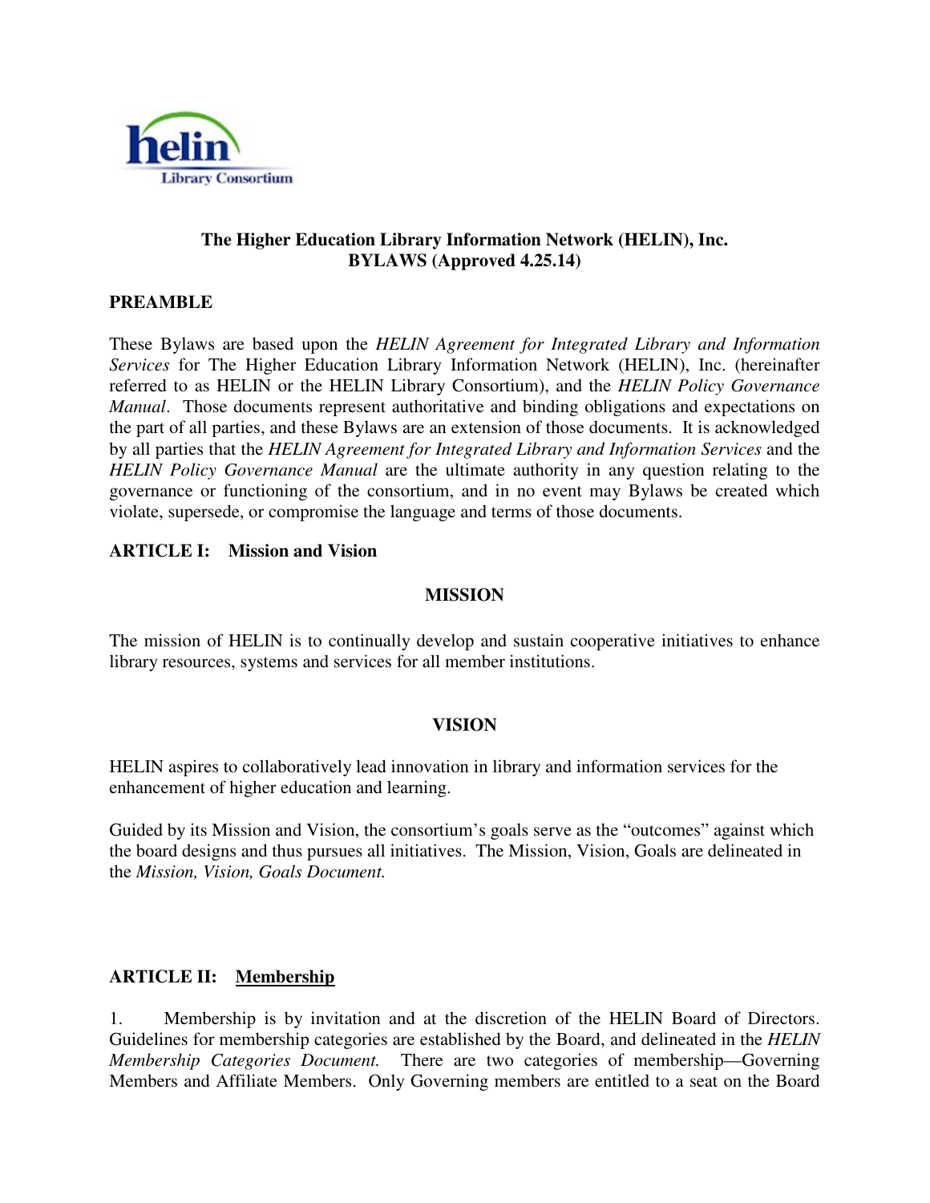**The Higher Education Library Information Network (HELIN), Inc.**
**BYLAWS (Approved 4.25.14)**

## PREAMBLE

These Bylaws are based upon the *HELIN Agreement for Integrated Library and Information Services* for The Higher Education Library Information Network (HELIN), Inc. (hereinafter referred to as HELIN or the HELIN Library Consortium), and the *HELIN Policy Governance Manual*. Those documents represent authoritative and binding obligations and expectations on the part of all parties, and these Bylaws are an extension of those documents. It is acknowledged by all parties that the *HELIN Agreement for Integrated Library and Information Services* and the *HELIN Policy Governance Manual* are the ultimate authority in any question relating to the governance or functioning of the consortium, and in no event may Bylaws be created which violate, supersede, or compromise the language and terms of those documents.

## ARTICLE I: Mission and Vision

### MISSION

The mission of HELIN is to continually develop and sustain cooperative initiatives to enhance library resources, systems and services for all member institutions.

### VISION

HELIN aspires to collaboratively lead innovation in library and information services for the enhancement of higher education and learning.

Guided by its Mission and Vision, the consortium's goals serve as the "outcomes" against which the board designs and thus pursues all initiatives. The Mission, Vision, Goals are delineated in the *Mission, Vision, Goals Document.*

## ARTICLE II: Membership

1. Membership is by invitation and at the discretion of the HELIN Board of Directors. Guidelines for membership categories are established by the Board, and delineated in the *HELIN Membership Categories Document.* There are two categories of membership—Governing Members and Affiliate Members. Only Governing members are entitled to a seat on the Board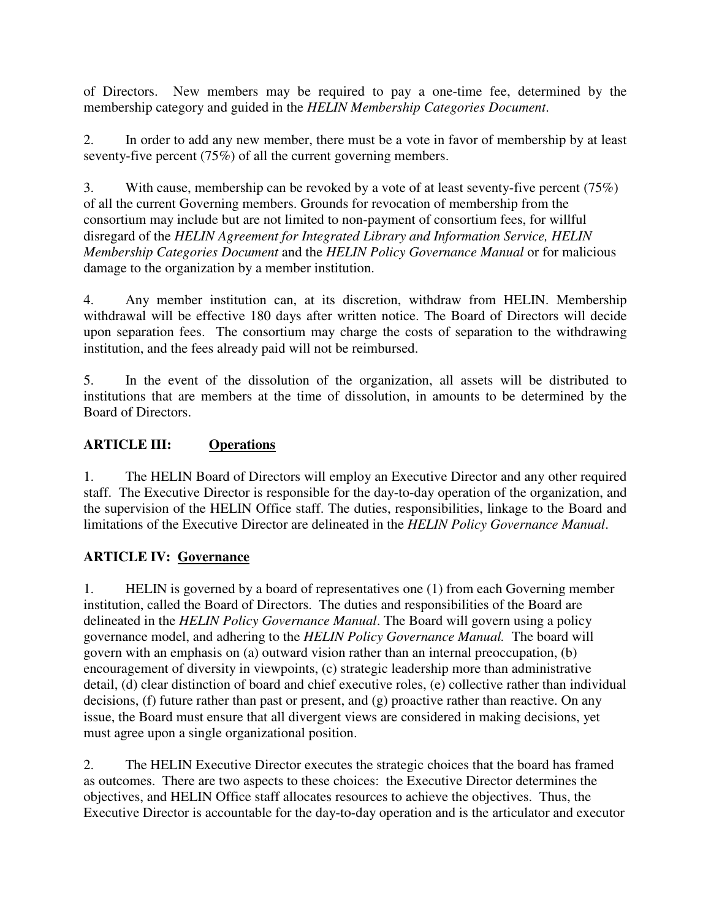of Directors. New members may be required to pay a one-time fee, determined by the membership category and guided in the *HELIN Membership Categories Document*.

2. In order to add any new member, there must be a vote in favor of membership by at least seventy-five percent (75%) of all the current governing members.

3. With cause, membership can be revoked by a vote of at least seventy-five percent (75%) of all the current Governing members. Grounds for revocation of membership from the consortium may include but are not limited to non-payment of consortium fees, for willful disregard of the *HELIN Agreement for Integrated Library and Information Service, HELIN Membership Categories Document* and the *HELIN Policy Governance Manual* or for malicious damage to the organization by a member institution.

4. Any member institution can, at its discretion, withdraw from HELIN. Membership withdrawal will be effective 180 days after written notice. The Board of Directors will decide upon separation fees. The consortium may charge the costs of separation to the withdrawing institution, and the fees already paid will not be reimbursed.

5. In the event of the dissolution of the organization, all assets will be distributed to institutions that are members at the time of dissolution, in amounts to be determined by the Board of Directors.

## ARTICLE III: <u>Operations</u>

1. The HELIN Board of Directors will employ an Executive Director and any other required staff. The Executive Director is responsible for the day-to-day operation of the organization, and the supervision of the HELIN Office staff. The duties, responsibilities, linkage to the Board and limitations of the Executive Director are delineated in the *HELIN Policy Governance Manual*.

## ARTICLE IV: <u>Governance</u>

1. HELIN is governed by a board of representatives one (1) from each Governing member institution, called the Board of Directors. The duties and responsibilities of the Board are delineated in the *HELIN Policy Governance Manual*. The Board will govern using a policy governance model, and adhering to the *HELIN Policy Governance Manual.* The board will govern with an emphasis on (a) outward vision rather than an internal preoccupation, (b) encouragement of diversity in viewpoints, (c) strategic leadership more than administrative detail, (d) clear distinction of board and chief executive roles, (e) collective rather than individual decisions, (f) future rather than past or present, and (g) proactive rather than reactive. On any issue, the Board must ensure that all divergent views are considered in making decisions, yet must agree upon a single organizational position.

2. The HELIN Executive Director executes the strategic choices that the board has framed as outcomes. There are two aspects to these choices: the Executive Director determines the objectives, and HELIN Office staff allocates resources to achieve the objectives. Thus, the Executive Director is accountable for the day-to-day operation and is the articulator and executor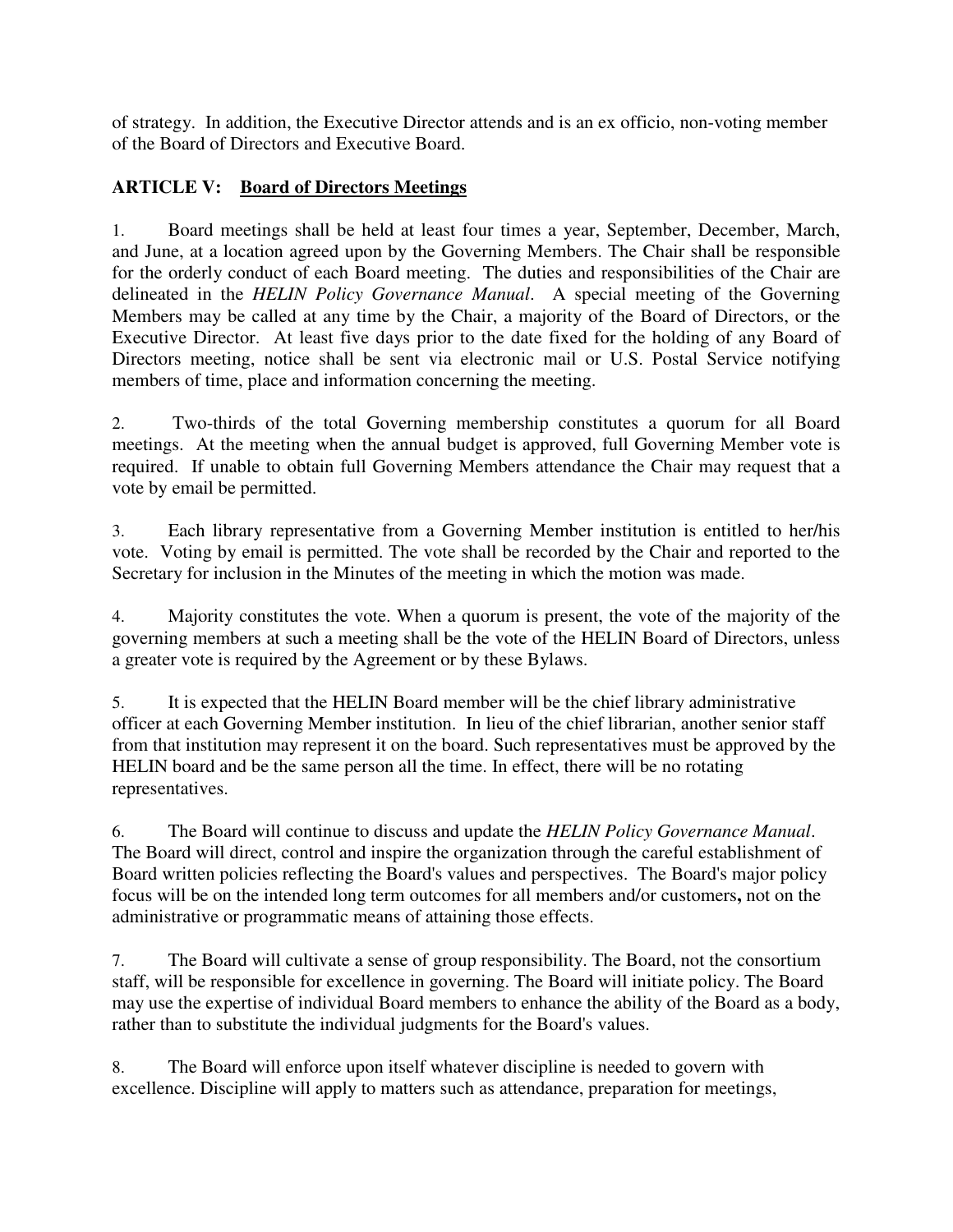of strategy. In addition, the Executive Director attends and is an ex officio, non-voting member of the Board of Directors and Executive Board.

## ARTICLE V: Board of Directors Meetings

1. Board meetings shall be held at least four times a year, September, December, March, and June, at a location agreed upon by the Governing Members. The Chair shall be responsible for the orderly conduct of each Board meeting. The duties and responsibilities of the Chair are delineated in the *HELIN Policy Governance Manual*. A special meeting of the Governing Members may be called at any time by the Chair, a majority of the Board of Directors, or the Executive Director. At least five days prior to the date fixed for the holding of any Board of Directors meeting, notice shall be sent via electronic mail or U.S. Postal Service notifying members of time, place and information concerning the meeting.

2. Two-thirds of the total Governing membership constitutes a quorum for all Board meetings. At the meeting when the annual budget is approved, full Governing Member vote is required. If unable to obtain full Governing Members attendance the Chair may request that a vote by email be permitted.

3. Each library representative from a Governing Member institution is entitled to her/his vote. Voting by email is permitted. The vote shall be recorded by the Chair and reported to the Secretary for inclusion in the Minutes of the meeting in which the motion was made.

4. Majority constitutes the vote. When a quorum is present, the vote of the majority of the governing members at such a meeting shall be the vote of the HELIN Board of Directors, unless a greater vote is required by the Agreement or by these Bylaws.

5. It is expected that the HELIN Board member will be the chief library administrative officer at each Governing Member institution. In lieu of the chief librarian, another senior staff from that institution may represent it on the board. Such representatives must be approved by the HELIN board and be the same person all the time. In effect, there will be no rotating representatives.

6. The Board will continue to discuss and update the *HELIN Policy Governance Manual*. The Board will direct, control and inspire the organization through the careful establishment of Board written policies reflecting the Board's values and perspectives. The Board's major policy focus will be on the intended long term outcomes for all members and/or customers**,** not on the administrative or programmatic means of attaining those effects.

7. The Board will cultivate a sense of group responsibility. The Board, not the consortium staff, will be responsible for excellence in governing. The Board will initiate policy. The Board may use the expertise of individual Board members to enhance the ability of the Board as a body, rather than to substitute the individual judgments for the Board's values.

8. The Board will enforce upon itself whatever discipline is needed to govern with excellence. Discipline will apply to matters such as attendance, preparation for meetings,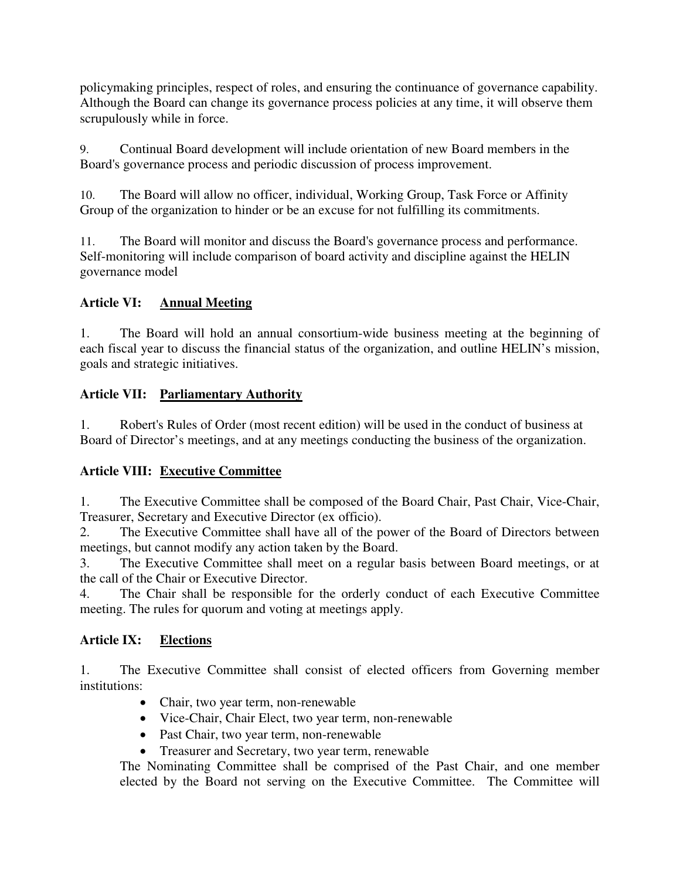policymaking principles, respect of roles, and ensuring the continuance of governance capability. Although the Board can change its governance process policies at any time, it will observe them scrupulously while in force.

9. Continual Board development will include orientation of new Board members in the Board's governance process and periodic discussion of process improvement.

10. The Board will allow no officer, individual, Working Group, Task Force or Affinity Group of the organization to hinder or be an excuse for not fulfilling its commitments.

11. The Board will monitor and discuss the Board's governance process and performance. Self-monitoring will include comparison of board activity and discipline against the HELIN governance model

## Article VI: Annual Meeting

1. The Board will hold an annual consortium-wide business meeting at the beginning of each fiscal year to discuss the financial status of the organization, and outline HELIN's mission, goals and strategic initiatives.

## Article VII: Parliamentary Authority

1. Robert's Rules of Order (most recent edition) will be used in the conduct of business at Board of Director's meetings, and at any meetings conducting the business of the organization.

## Article VIII: Executive Committee

1. The Executive Committee shall be composed of the Board Chair, Past Chair, Vice-Chair, Treasurer, Secretary and Executive Director (ex officio).
2. The Executive Committee shall have all of the power of the Board of Directors between meetings, but cannot modify any action taken by the Board.
3. The Executive Committee shall meet on a regular basis between Board meetings, or at the call of the Chair or Executive Director.
4. The Chair shall be responsible for the orderly conduct of each Executive Committee meeting. The rules for quorum and voting at meetings apply.

## Article IX: Elections

1. The Executive Committee shall consist of elected officers from Governing member institutions:
   - Chair, two year term, non-renewable
   - Vice-Chair, Chair Elect, two year term, non-renewable
   - Past Chair, two year term, non-renewable
   - Treasurer and Secretary, two year term, renewable

   The Nominating Committee shall be comprised of the Past Chair, and one member elected by the Board not serving on the Executive Committee. The Committee will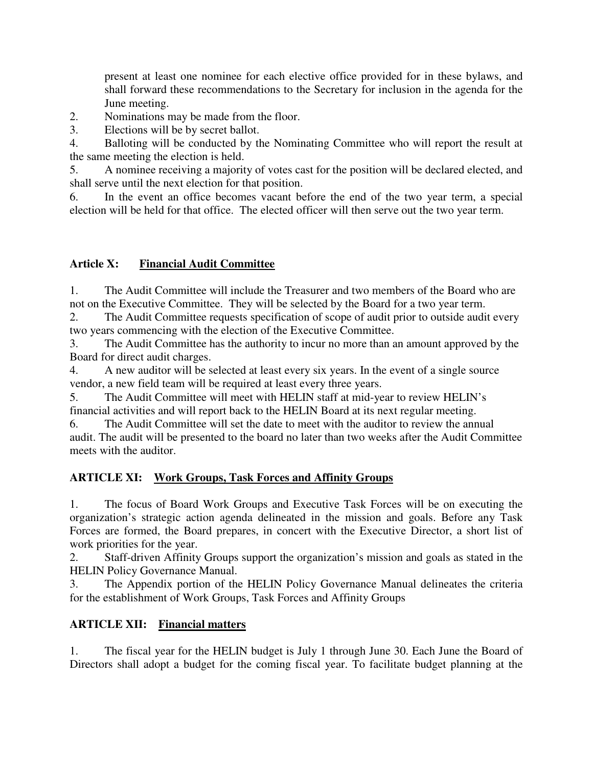present at least one nominee for each elective office provided for in these bylaws, and shall forward these recommendations to the Secretary for inclusion in the agenda for the June meeting.

2. Nominations may be made from the floor.
3. Elections will be by secret ballot.
4. Balloting will be conducted by the Nominating Committee who will report the result at the same meeting the election is held.
5. A nominee receiving a majority of votes cast for the position will be declared elected, and shall serve until the next election for that position.
6. In the event an office becomes vacant before the end of the two year term, a special election will be held for that office. The elected officer will then serve out the two year term.

## Article X: Financial Audit Committee

1. The Audit Committee will include the Treasurer and two members of the Board who are not on the Executive Committee. They will be selected by the Board for a two year term.
2. The Audit Committee requests specification of scope of audit prior to outside audit every two years commencing with the election of the Executive Committee.
3. The Audit Committee has the authority to incur no more than an amount approved by the Board for direct audit charges.
4. A new auditor will be selected at least every six years. In the event of a single source vendor, a new field team will be required at least every three years.
5. The Audit Committee will meet with HELIN staff at mid-year to review HELIN's financial activities and will report back to the HELIN Board at its next regular meeting.
6. The Audit Committee will set the date to meet with the auditor to review the annual audit. The audit will be presented to the board no later than two weeks after the Audit Committee meets with the auditor.

## ARTICLE XI: Work Groups, Task Forces and Affinity Groups

1. The focus of Board Work Groups and Executive Task Forces will be on executing the organization's strategic action agenda delineated in the mission and goals. Before any Task Forces are formed, the Board prepares, in concert with the Executive Director, a short list of work priorities for the year.
2. Staff-driven Affinity Groups support the organization's mission and goals as stated in the HELIN Policy Governance Manual.
3. The Appendix portion of the HELIN Policy Governance Manual delineates the criteria for the establishment of Work Groups, Task Forces and Affinity Groups

## ARTICLE XII: Financial matters

1. The fiscal year for the HELIN budget is July 1 through June 30. Each June the Board of Directors shall adopt a budget for the coming fiscal year. To facilitate budget planning at the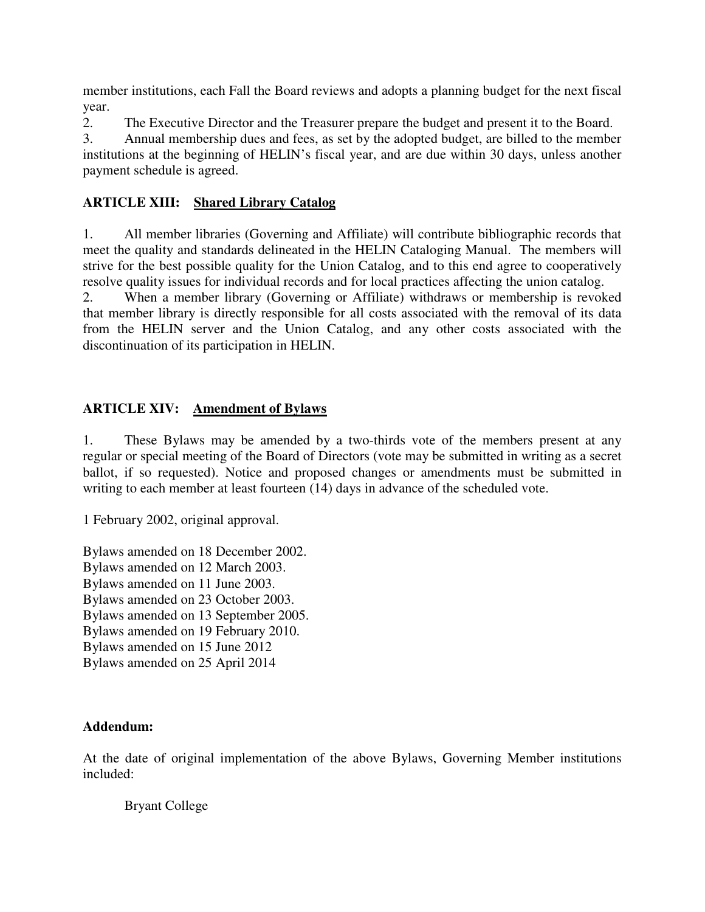member institutions, each Fall the Board reviews and adopts a planning budget for the next fiscal year.

2. The Executive Director and the Treasurer prepare the budget and present it to the Board.

3. Annual membership dues and fees, as set by the adopted budget, are billed to the member institutions at the beginning of HELIN's fiscal year, and are due within 30 days, unless another payment schedule is agreed.

### ARTICLE XIII: <u>Shared Library Catalog</u>

1. All member libraries (Governing and Affiliate) will contribute bibliographic records that meet the quality and standards delineated in the HELIN Cataloging Manual. The members will strive for the best possible quality for the Union Catalog, and to this end agree to cooperatively resolve quality issues for individual records and for local practices affecting the union catalog.

2. When a member library (Governing or Affiliate) withdraws or membership is revoked that member library is directly responsible for all costs associated with the removal of its data from the HELIN server and the Union Catalog, and any other costs associated with the discontinuation of its participation in HELIN.

### ARTICLE XIV: <u>Amendment of Bylaws</u>

1. These Bylaws may be amended by a two-thirds vote of the members present at any regular or special meeting of the Board of Directors (vote may be submitted in writing as a secret ballot, if so requested). Notice and proposed changes or amendments must be submitted in writing to each member at least fourteen (14) days in advance of the scheduled vote.

1 February 2002, original approval.

Bylaws amended on 18 December 2002.
Bylaws amended on 12 March 2003.
Bylaws amended on 11 June 2003.
Bylaws amended on 23 October 2003.
Bylaws amended on 13 September 2005.
Bylaws amended on 19 February 2010.
Bylaws amended on 15 June 2012
Bylaws amended on 25 April 2014

**Addendum:**

At the date of original implementation of the above Bylaws, Governing Member institutions included:

Bryant College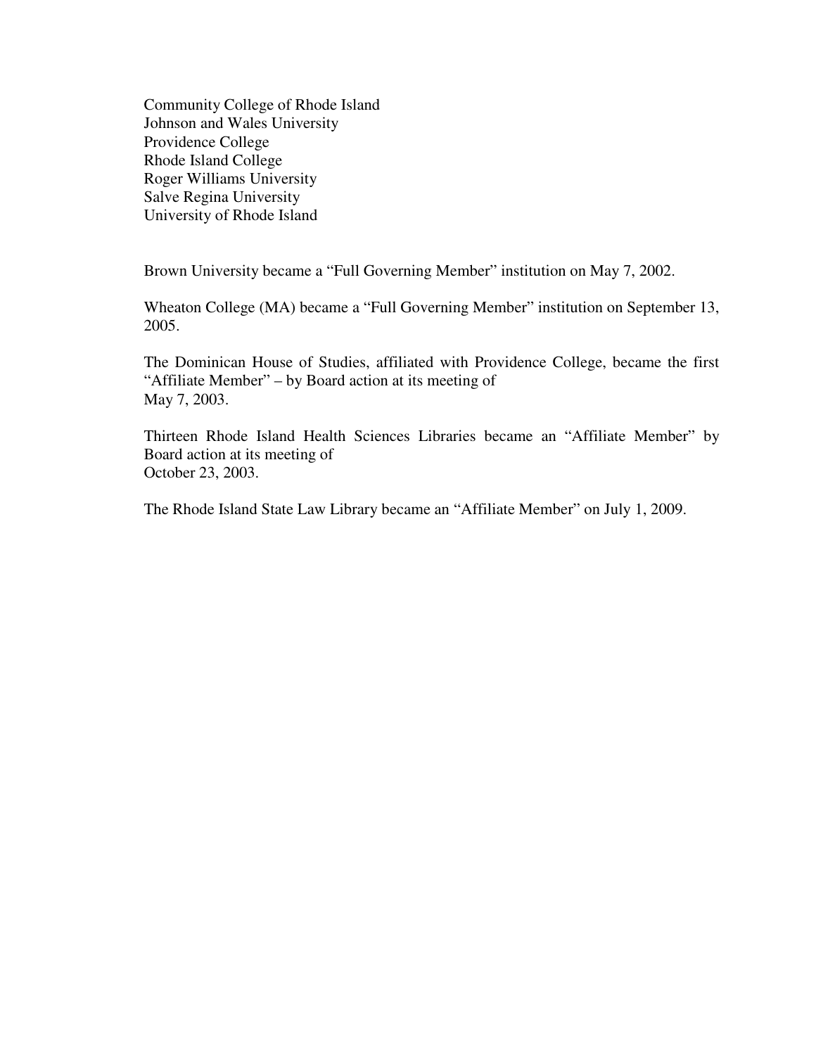Community College of Rhode Island
Johnson and Wales University
Providence College
Rhode Island College
Roger Williams University
Salve Regina University
University of Rhode Island

Brown University became a "Full Governing Member" institution on May 7, 2002.

Wheaton College (MA) became a "Full Governing Member" institution on September 13, 2005.

The Dominican House of Studies, affiliated with Providence College, became the first "Affiliate Member" – by Board action at its meeting of May 7, 2003.

Thirteen Rhode Island Health Sciences Libraries became an "Affiliate Member" by Board action at its meeting of October 23, 2003.

The Rhode Island State Law Library became an "Affiliate Member" on July 1, 2009.